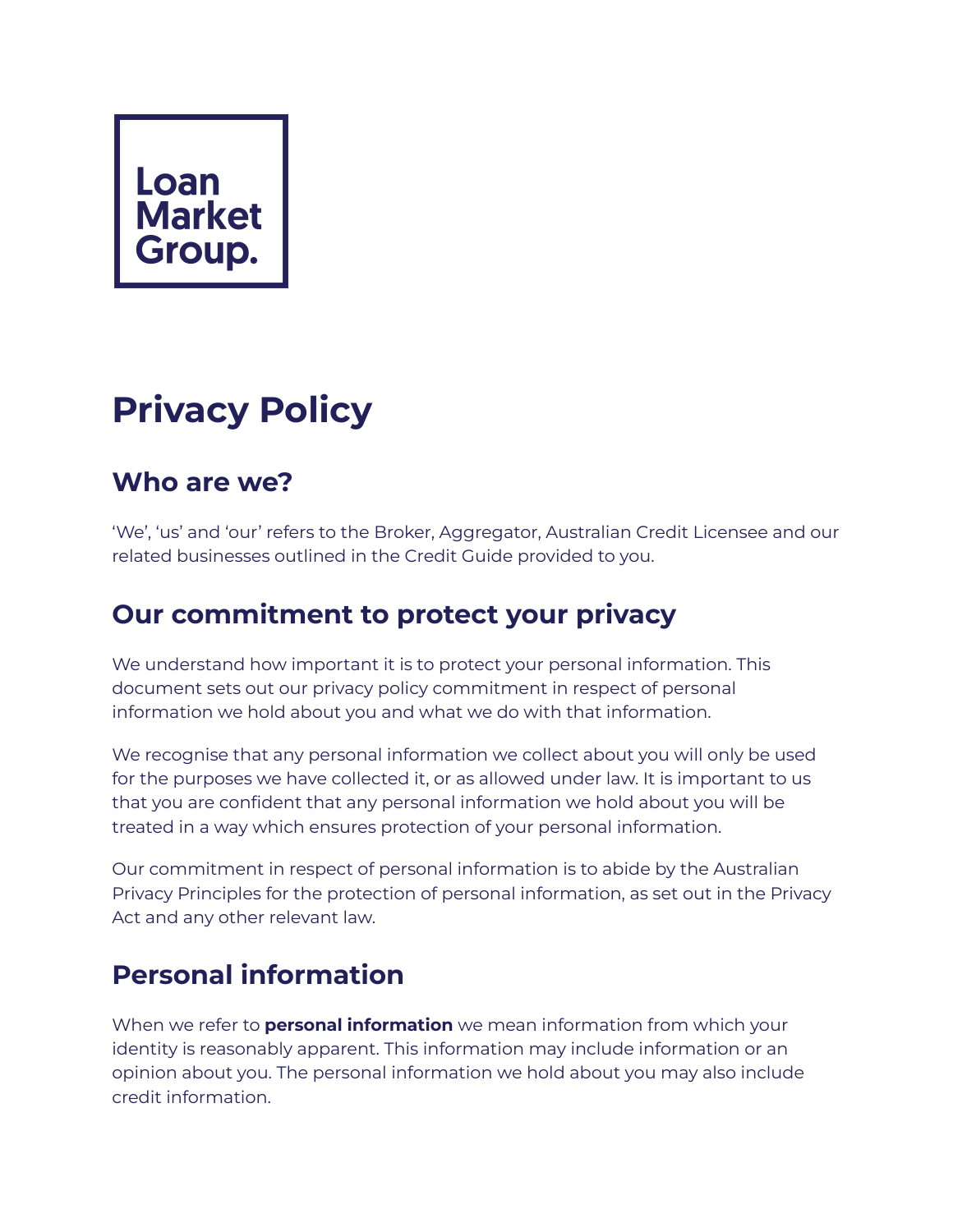Loan
Market
Group.

# Privacy Policy

## Who are we?

'We', 'us' and 'our' refers to the Broker, Aggregator, Australian Credit Licensee and our related businesses outlined in the Credit Guide provided to you.

## Our commitment to protect your privacy

We understand how important it is to protect your personal information. This document sets out our privacy policy commitment in respect of personal information we hold about you and what we do with that information.

We recognise that any personal information we collect about you will only be used for the purposes we have collected it, or as allowed under law. It is important to us that you are confident that any personal information we hold about you will be treated in a way which ensures protection of your personal information.

Our commitment in respect of personal information is to abide by the Australian Privacy Principles for the protection of personal information, as set out in the Privacy Act and any other relevant law.

## Personal information

When we refer to **personal information** we mean information from which your identity is reasonably apparent. This information may include information or an opinion about you. The personal information we hold about you may also include credit information.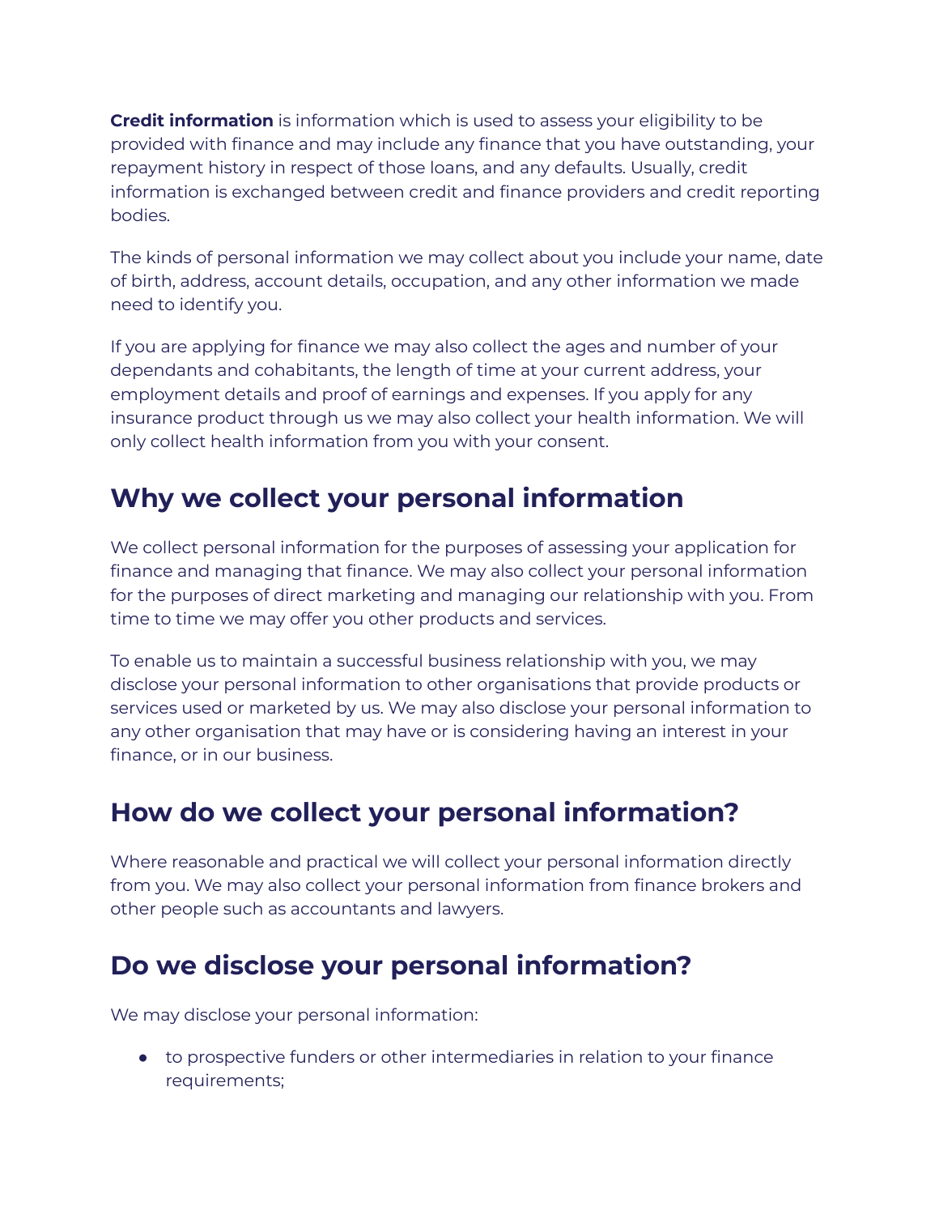**Credit information** is information which is used to assess your eligibility to be provided with finance and may include any finance that you have outstanding, your repayment history in respect of those loans, and any defaults. Usually, credit information is exchanged between credit and finance providers and credit reporting bodies.

The kinds of personal information we may collect about you include your name, date of birth, address, account details, occupation, and any other information we made need to identify you.

If you are applying for finance we may also collect the ages and number of your dependants and cohabitants, the length of time at your current address, your employment details and proof of earnings and expenses. If you apply for any insurance product through us we may also collect your health information. We will only collect health information from you with your consent.

## Why we collect your personal information

We collect personal information for the purposes of assessing your application for finance and managing that finance. We may also collect your personal information for the purposes of direct marketing and managing our relationship with you. From time to time we may offer you other products and services.

To enable us to maintain a successful business relationship with you, we may disclose your personal information to other organisations that provide products or services used or marketed by us. We may also disclose your personal information to any other organisation that may have or is considering having an interest in your finance, or in our business.

## How do we collect your personal information?

Where reasonable and practical we will collect your personal information directly from you. We may also collect your personal information from finance brokers and other people such as accountants and lawyers.

## Do we disclose your personal information?

We may disclose your personal information:

- to prospective funders or other intermediaries in relation to your finance requirements;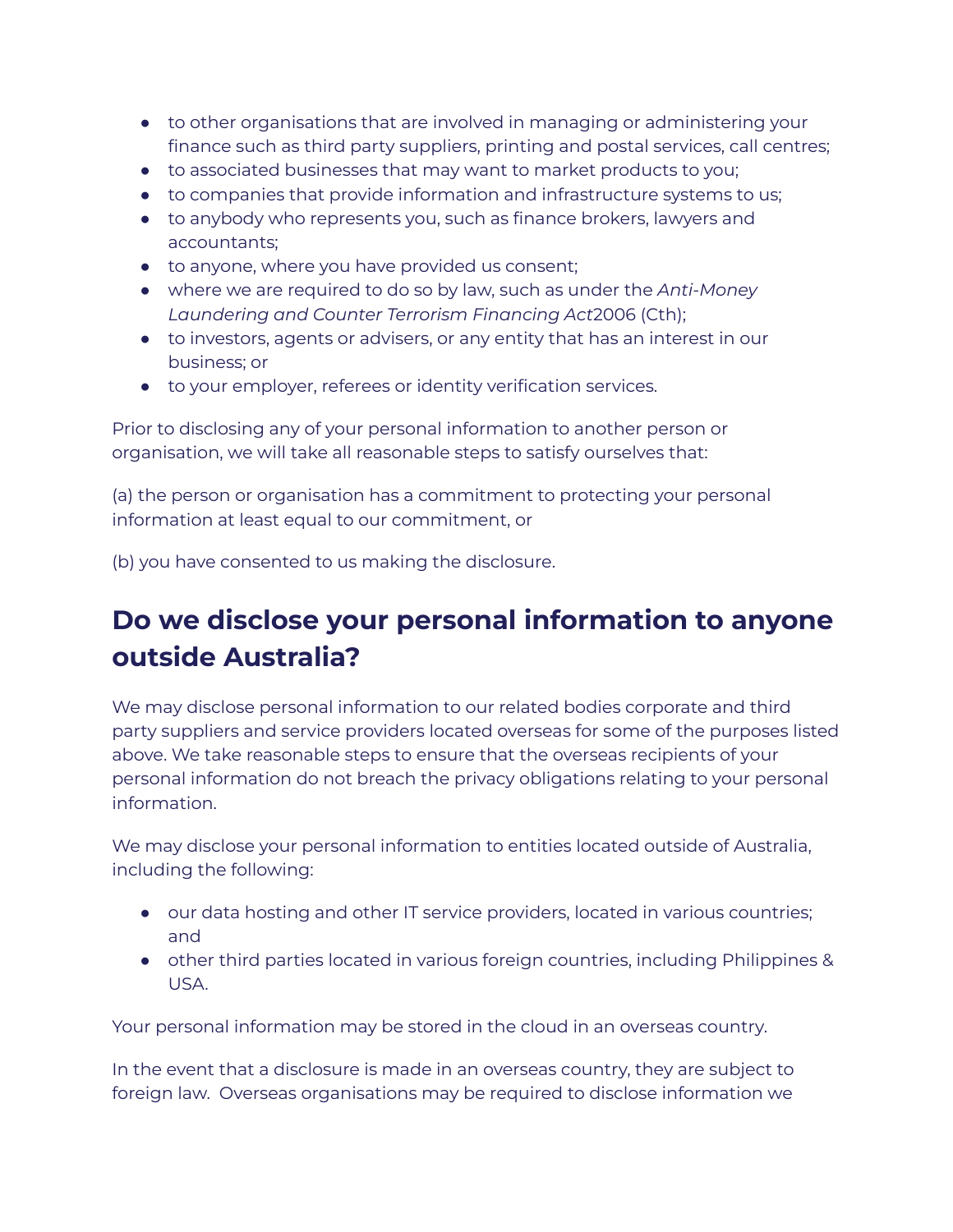- to other organisations that are involved in managing or administering your finance such as third party suppliers, printing and postal services, call centres;
- to associated businesses that may want to market products to you;
- to companies that provide information and infrastructure systems to us;
- to anybody who represents you, such as finance brokers, lawyers and accountants;
- to anyone, where you have provided us consent;
- where we are required to do so by law, such as under the *Anti-Money Laundering and Counter Terrorism Financing Act*2006 (Cth);
- to investors, agents or advisers, or any entity that has an interest in our business; or
- to your employer, referees or identity verification services.

Prior to disclosing any of your personal information to another person or organisation, we will take all reasonable steps to satisfy ourselves that:

(a) the person or organisation has a commitment to protecting your personal information at least equal to our commitment, or

(b) you have consented to us making the disclosure.

## Do we disclose your personal information to anyone outside Australia?

We may disclose personal information to our related bodies corporate and third party suppliers and service providers located overseas for some of the purposes listed above. We take reasonable steps to ensure that the overseas recipients of your personal information do not breach the privacy obligations relating to your personal information.

We may disclose your personal information to entities located outside of Australia, including the following:

- our data hosting and other IT service providers, located in various countries; and
- other third parties located in various foreign countries, including Philippines & USA.

Your personal information may be stored in the cloud in an overseas country.

In the event that a disclosure is made in an overseas country, they are subject to foreign law. Overseas organisations may be required to disclose information we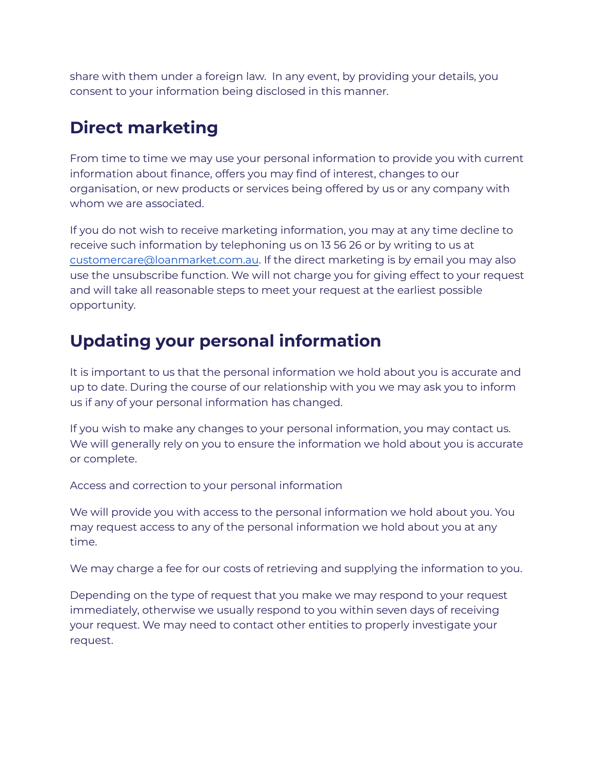share with them under a foreign law.  In any event, by providing your details, you consent to your information being disclosed in this manner.

## Direct marketing

From time to time we may use your personal information to provide you with current information about finance, offers you may find of interest, changes to our organisation, or new products or services being offered by us or any company with whom we are associated.

If you do not wish to receive marketing information, you may at any time decline to receive such information by telephoning us on 13 56 26 or by writing to us at customercare@loanmarket.com.au. If the direct marketing is by email you may also use the unsubscribe function. We will not charge you for giving effect to your request and will take all reasonable steps to meet your request at the earliest possible opportunity.

## Updating your personal information

It is important to us that the personal information we hold about you is accurate and up to date. During the course of our relationship with you we may ask you to inform us if any of your personal information has changed.

If you wish to make any changes to your personal information, you may contact us. We will generally rely on you to ensure the information we hold about you is accurate or complete.

Access and correction to your personal information

We will provide you with access to the personal information we hold about you. You may request access to any of the personal information we hold about you at any time.

We may charge a fee for our costs of retrieving and supplying the information to you.

Depending on the type of request that you make we may respond to your request immediately, otherwise we usually respond to you within seven days of receiving your request. We may need to contact other entities to properly investigate your request.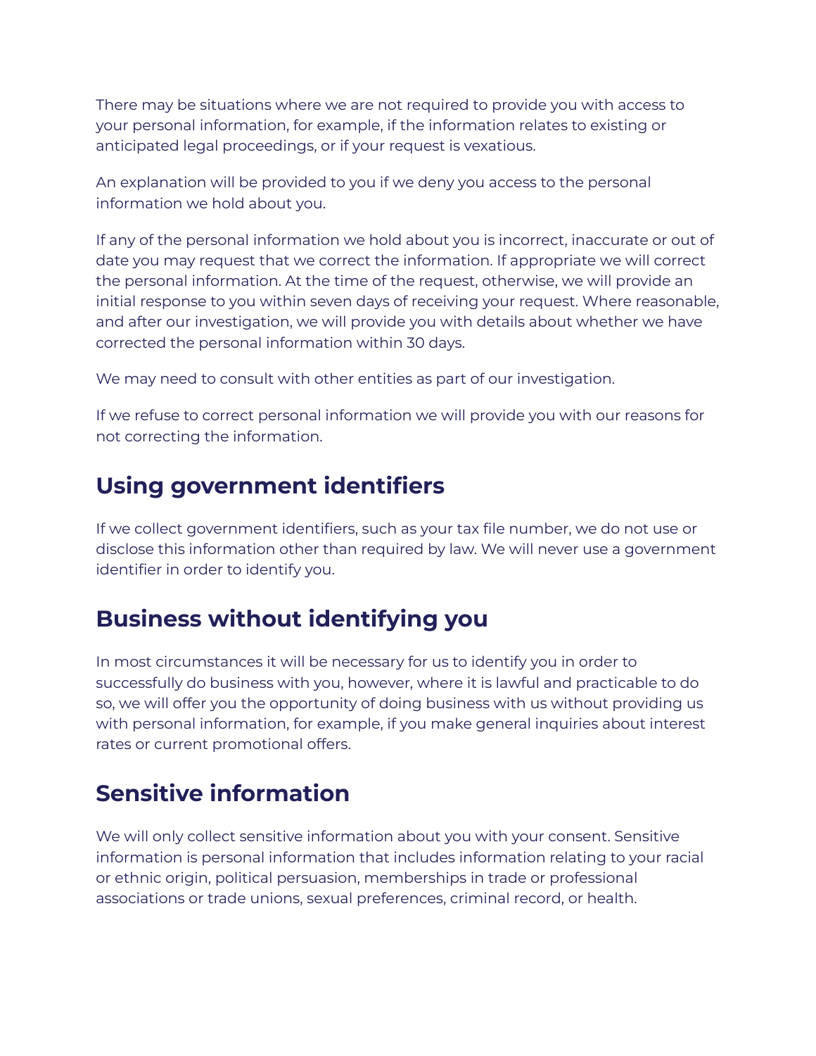There may be situations where we are not required to provide you with access to your personal information, for example, if the information relates to existing or anticipated legal proceedings, or if your request is vexatious.

An explanation will be provided to you if we deny you access to the personal information we hold about you.

If any of the personal information we hold about you is incorrect, inaccurate or out of date you may request that we correct the information. If appropriate we will correct the personal information. At the time of the request, otherwise, we will provide an initial response to you within seven days of receiving your request. Where reasonable, and after our investigation, we will provide you with details about whether we have corrected the personal information within 30 days.

We may need to consult with other entities as part of our investigation.

If we refuse to correct personal information we will provide you with our reasons for not correcting the information.

## Using government identifiers

If we collect government identifiers, such as your tax file number, we do not use or disclose this information other than required by law. We will never use a government identifier in order to identify you.

## Business without identifying you

In most circumstances it will be necessary for us to identify you in order to successfully do business with you, however, where it is lawful and practicable to do so, we will offer you the opportunity of doing business with us without providing us with personal information, for example, if you make general inquiries about interest rates or current promotional offers.

## Sensitive information

We will only collect sensitive information about you with your consent. Sensitive information is personal information that includes information relating to your racial or ethnic origin, political persuasion, memberships in trade or professional associations or trade unions, sexual preferences, criminal record, or health.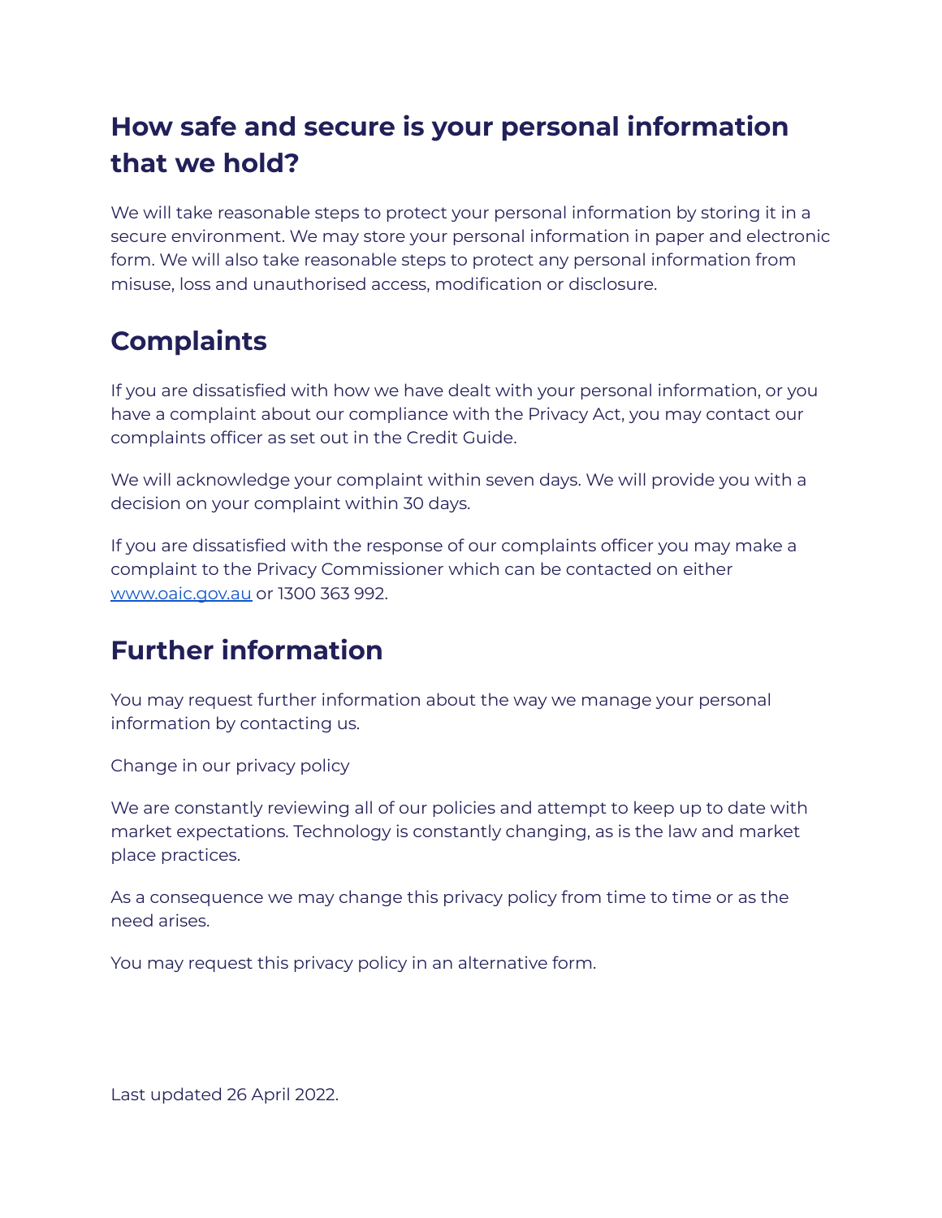## How safe and secure is your personal information that we hold?

We will take reasonable steps to protect your personal information by storing it in a secure environment. We may store your personal information in paper and electronic form. We will also take reasonable steps to protect any personal information from misuse, loss and unauthorised access, modification or disclosure.

## Complaints

If you are dissatisfied with how we have dealt with your personal information, or you have a complaint about our compliance with the Privacy Act, you may contact our complaints officer as set out in the Credit Guide.

We will acknowledge your complaint within seven days. We will provide you with a decision on your complaint within 30 days.

If you are dissatisfied with the response of our complaints officer you may make a complaint to the Privacy Commissioner which can be contacted on either [www.oaic.gov.au](http://www.oaic.gov.au) or 1300 363 992.

## Further information

You may request further information about the way we manage your personal information by contacting us.

Change in our privacy policy

We are constantly reviewing all of our policies and attempt to keep up to date with market expectations. Technology is constantly changing, as is the law and market place practices.

As a consequence we may change this privacy policy from time to time or as the need arises.

You may request this privacy policy in an alternative form.

Last updated 26 April 2022.